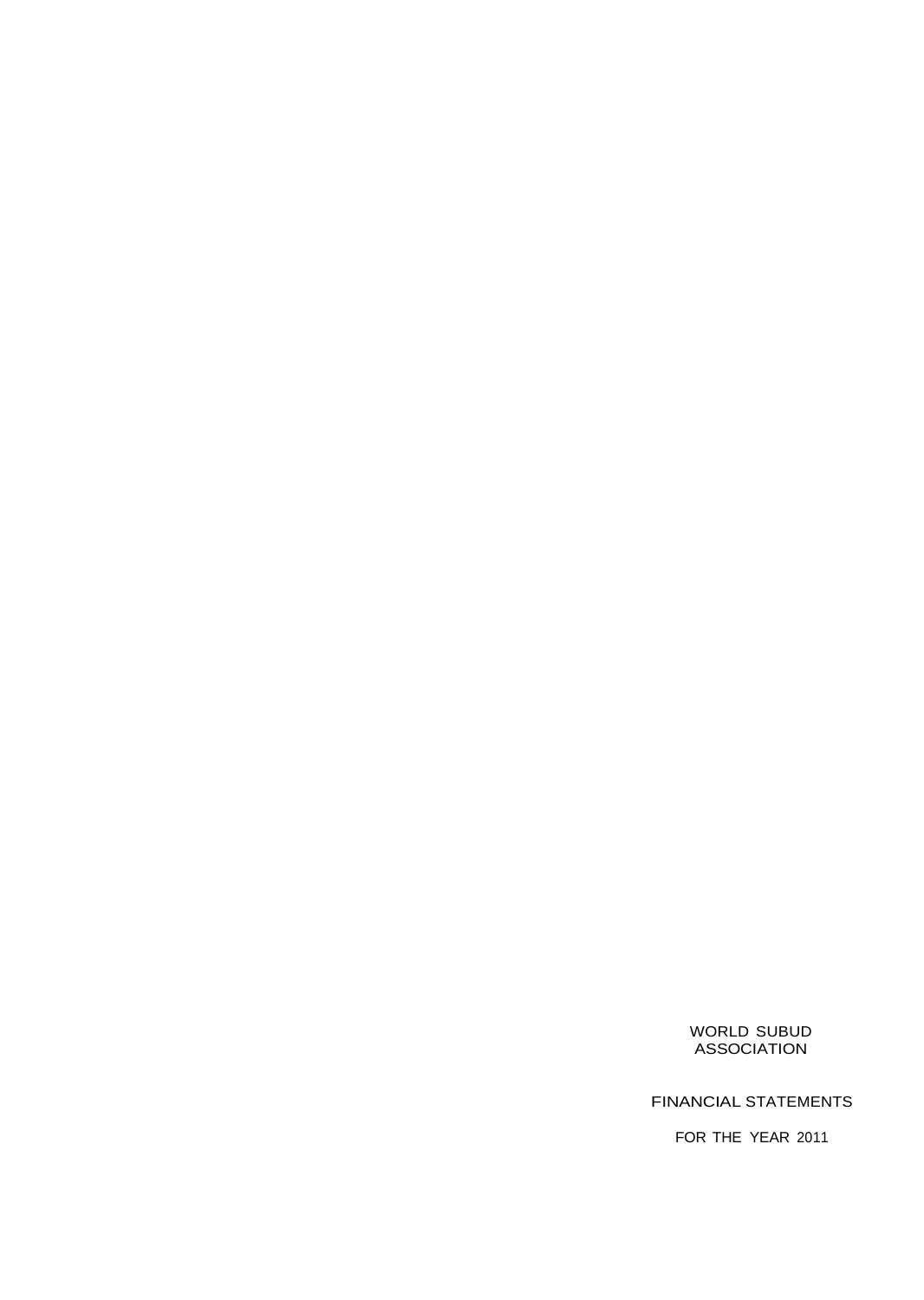# WORLD SUBUD ASSOCIATION

## FINANCIAL STATEMENTS

FOR THE YEAR 2011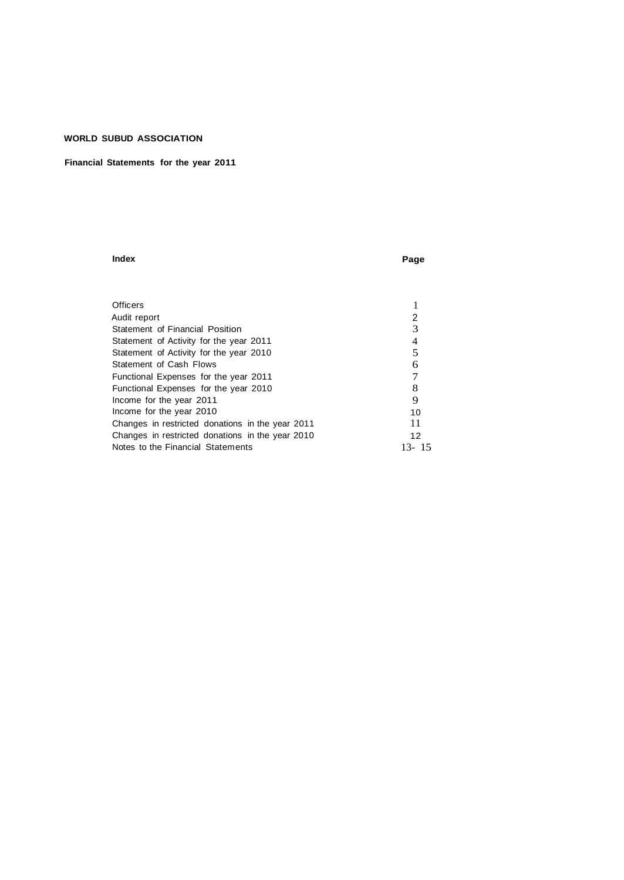**WORLD SUBUD ASSOCIATION**

**Financial Statements for the year 2011**

| **Index** | **Page** |
|---|---|
| Officers | 1 |
| Audit report | 2 |
| Statement of Financial Position | 3 |
| Statement of Activity for the year 2011 | 4 |
| Statement of Activity for the year 2010 | 5 |
| Statement of Cash Flows | 6 |
| Functional Expenses for the year 2011 | 7 |
| Functional Expenses for the year 2010 | 8 |
| Income for the year 2011 | 9 |
| Income for the year 2010 | 10 |
| Changes in restricted donations in the year 2011 | 11 |
| Changes in restricted donations in the year 2010 | 12 |
| Notes to the Financial Statements | 13- 15 |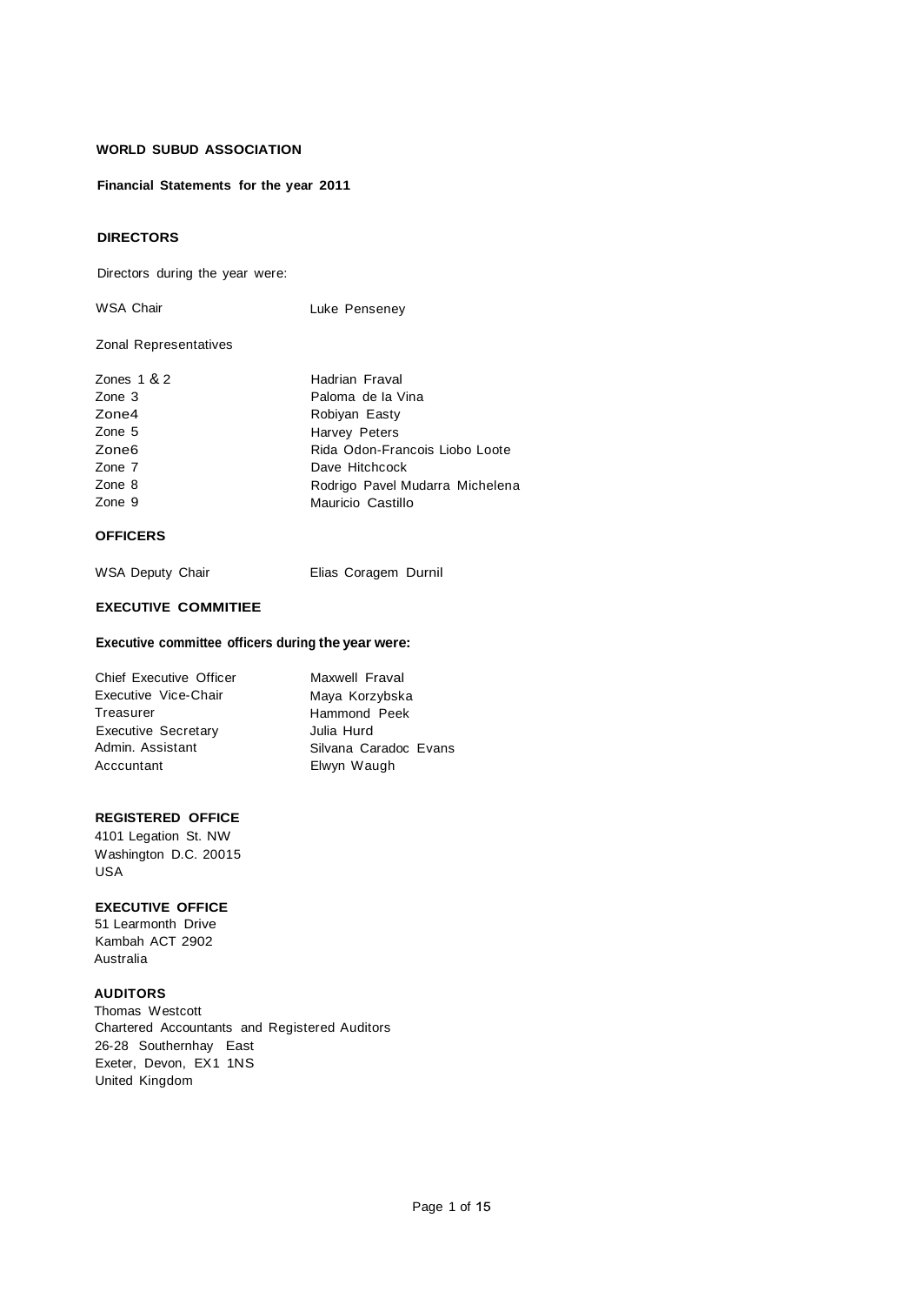**WORLD SUBUD ASSOCIATION**

**Financial Statements for the year 2011**

**DIRECTORS**

Directors during the year were:

| | |
|---|---|
| WSA Chair | Luke Penseney |

Zonal Representatives

| | |
|---|---|
| Zones 1 & 2 | Hadrian Fraval |
| Zone 3 | Paloma de la Vina |
| Zone4 | Robiyan Easty |
| Zone 5 | Harvey Peters |
| Zone6 | Rida Odon-Francois Liobo Loote |
| Zone 7 | Dave Hitchcock |
| Zone 8 | Rodrigo Pavel Mudarra Michelena |
| Zone 9 | Mauricio Castillo |

**OFFICERS**

| | |
|---|---|
| WSA Deputy Chair | Elias Coragem Durnil |

**EXECUTIVE COMMITIEE**

**Executive committee officers during the year were:**

| | |
|---|---|
| Chief Executive Officer | Maxwell Fraval |
| Executive Vice-Chair | Maya Korzybska |
| Treasurer | Hammond Peek |
| Executive Secretary | Julia Hurd |
| Admin. Assistant | Silvana Caradoc Evans |
| Acccuntant | Elwyn Waugh |

**REGISTERED OFFICE**
4101 Legation St. NW
Washington D.C. 20015
USA

**EXECUTIVE OFFICE**
51 Learmonth Drive
Kambah ACT 2902
Australia

**AUDITORS**
Thomas Westcott
Chartered Accountants and Registered Auditors
26-28 Southernhay East
Exeter, Devon, EX1 1NS
United Kingdom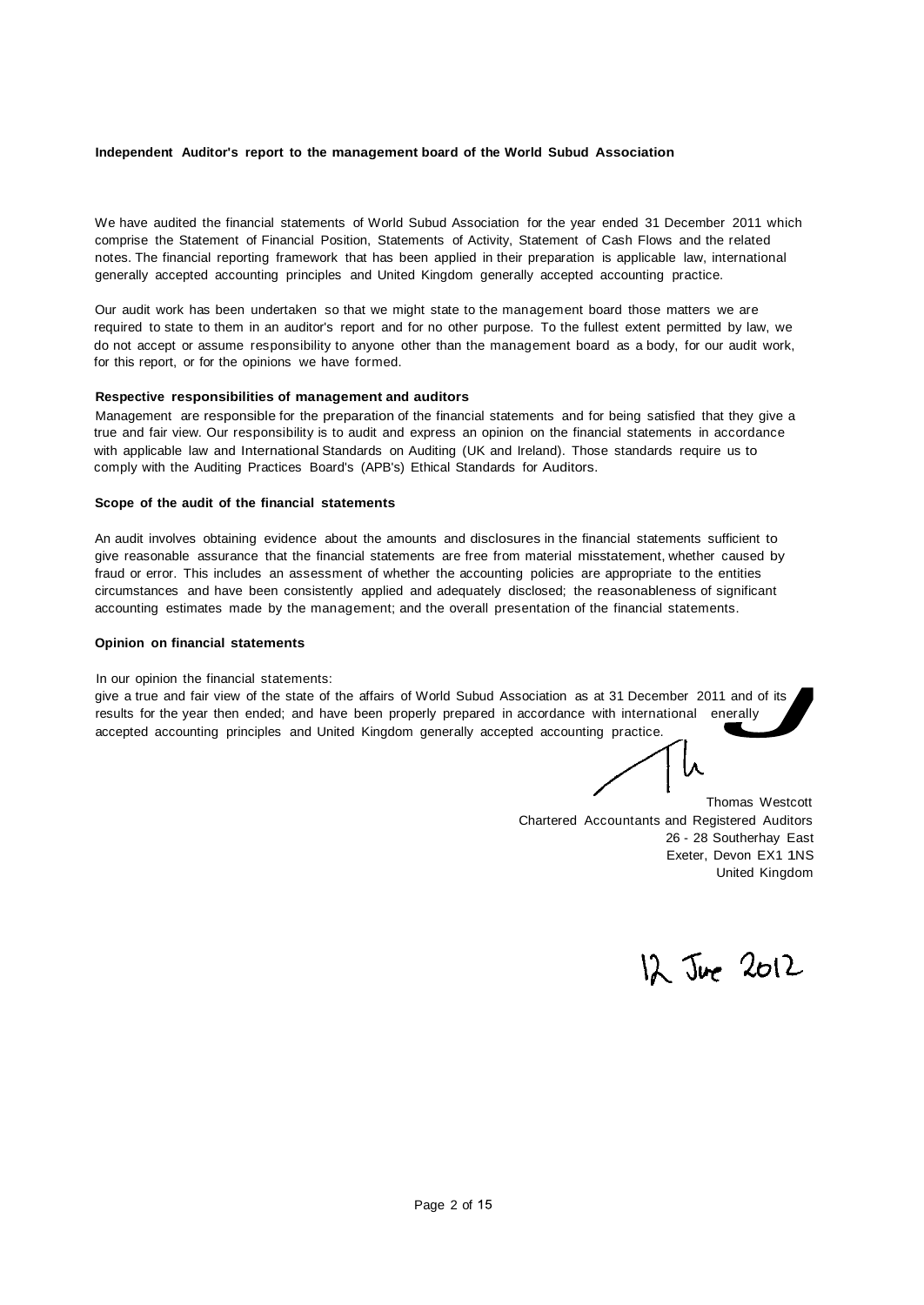**Independent Auditor's report to the management board of the World Subud Association**

We have audited the financial statements of World Subud Association for the year ended 31 December 2011 which comprise the Statement of Financial Position, Statements of Activity, Statement of Cash Flows and the related notes. The financial reporting framework that has been applied in their preparation is applicable law, international generally accepted accounting principles and United Kingdom generally accepted accounting practice.

Our audit work has been undertaken so that we might state to the management board those matters we are required to state to them in an auditor's report and for no other purpose. To the fullest extent permitted by law, we do not accept or assume responsibility to anyone other than the management board as a body, for our audit work, for this report, or for the opinions we have formed.

**Respective responsibilities of management and auditors**

Management are responsible for the preparation of the financial statements and for being satisfied that they give a true and fair view. Our responsibility is to audit and express an opinion on the financial statements in accordance with applicable law and International Standards on Auditing (UK and Ireland). Those standards require us to comply with the Auditing Practices Board's (APB's) Ethical Standards for Auditors.

**Scope of the audit of the financial statements**

An audit involves obtaining evidence about the amounts and disclosures in the financial statements sufficient to give reasonable assurance that the financial statements are free from material misstatement, whether caused by fraud or error. This includes an assessment of whether the accounting policies are appropriate to the entities circumstances and have been consistently applied and adequately disclosed; the reasonableness of significant accounting estimates made by the management; and the overall presentation of the financial statements.

**Opinion on financial statements**

In our opinion the financial statements:
give a true and fair view of the state of the affairs of World Subud Association as at 31 December 2011 and of its results for the year then ended; and have been properly prepared in accordance with international enerally accepted accounting principles and United Kingdom generally accepted accounting practice.

Thomas Westcott
Chartered Accountants and Registered Auditors
26 - 28 Southerhay East
Exeter, Devon EX1 1NS
United Kingdom

12 June 2012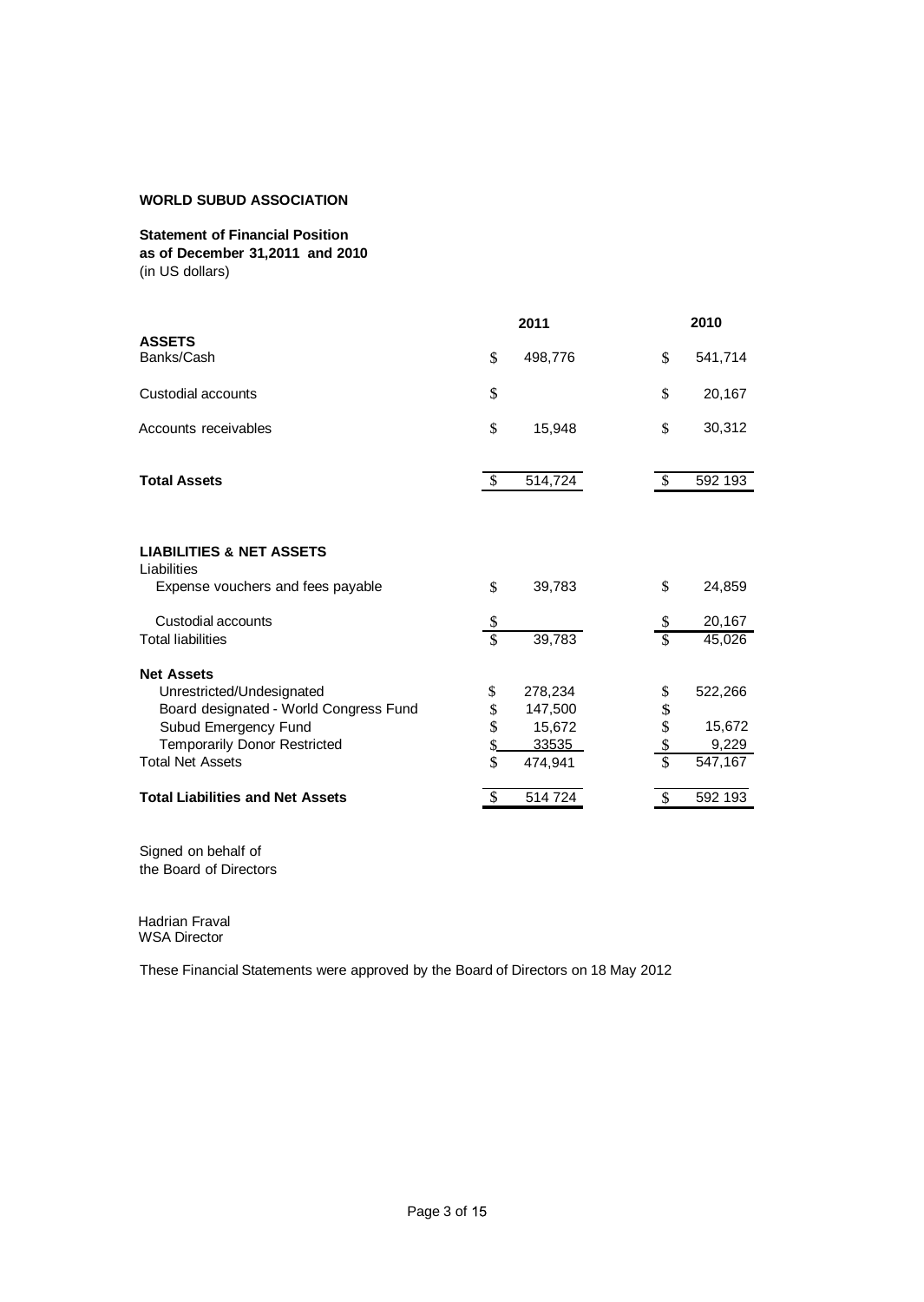**WORLD SUBUD ASSOCIATION**

**Statement of Financial Position**
**as of December 31,2011 and 2010**
(in US dollars)

| | | 2011 | | 2010 |
|---|---|---|---|---|
| **ASSETS** | | | | |
| Banks/Cash | $ | 498,776 | $ | 541,714 |
| Custodial accounts | $ | | $ | 20,167 |
| Accounts receivables | $ | 15,948 | $ | 30,312 |
| **Total Assets** | $ | 514,724 | $ | 592 193 |
| | | | | |
| **LIABILITIES & NET ASSETS** | | | | |
| Liabilities | | | | |
| Expense vouchers and fees payable | $ | 39,783 | $ | 24,859 |
| Custodial accounts | $ | | $ | 20,167 |
| Total liabilities | $ | 39,783 | $ | 45,026 |
| **Net Assets** | | | | |
| Unrestricted/Undesignated | $ | 278,234 | $ | 522,266 |
| Board designated - World Congress Fund | $ | 147,500 | $ | |
| Subud Emergency Fund | $ | 15,672 | $ | 15,672 |
| Temporarily Donor Restricted | $ | 33535 | $ | 9,229 |
| Total Net Assets | $ | 474,941 | $ | 547,167 |
| **Total Liabilities and Net Assets** | $ | 514 724 | $ | 592 193 |

Signed on behalf of
the Board of Directors

Hadrian Fraval
WSA Director

These Financial Statements were approved by the Board of Directors on 18 May 2012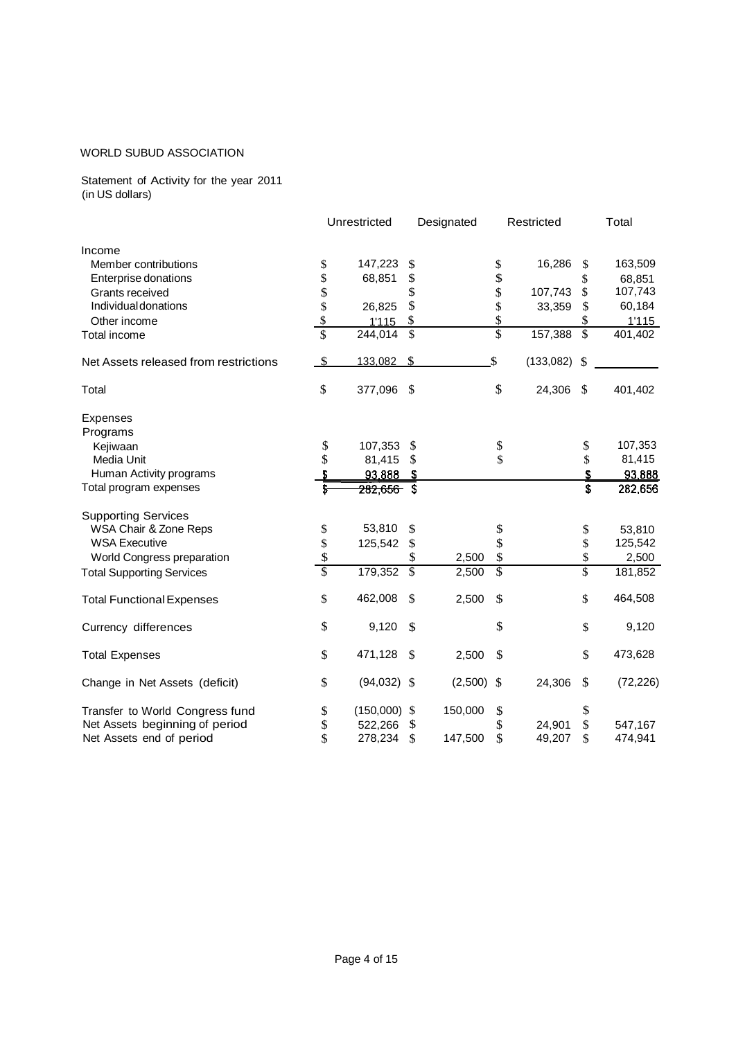WORLD SUBUD ASSOCIATION

Statement of Activity for the year 2011
(in US dollars)

| | Unrestricted | Designated | Restricted | Total |
|---|---|---|---|---|
| **Income** | | | | |
| Member contributions | $ 147,223 | $ | $ 16,286 | $ 163,509 |
| Enterprise donations | $ 68,851 | $ | $ | $ 68,851 |
| Grants received | $ | $ | $ 107,743 | $ 107,743 |
| Individual donations | $ 26,825 | $ | $ 33,359 | $ 60,184 |
| Other income | $ 1'115 | $ | $ | $ 1'115 |
| Total income | $ 244,014 | $ | $ 157,388 | $ 401,402 |
| Net Assets released from restrictions | $ 133,082 | $ | $ (133,082) | $ |
| Total | $ 377,096 | $ | $ 24,306 | $ 401,402 |
| **Expenses** | | | | |
| Programs | | | | |
| Kejiwaan | $ 107,353 | $ | $ | $ 107,353 |
| Media Unit | $ 81,415 | $ | $ | $ 81,415 |
| Human Activity programs | $ 93,888 | $ | | $ 93,888 |
| Total program expenses | $ 282,656 | $ | | $ 282,656 |
| Supporting Services | | | | |
| WSA Chair & Zone Reps | $ 53,810 | $ | $ | $ 53,810 |
| WSA Executive | $ 125,542 | $ | $ | $ 125,542 |
| World Congress preparation | $ | $ 2,500 | $ | $ 2,500 |
| Total Supporting Services | $ 179,352 | $ 2,500 | $ | $ 181,852 |
| Total Functional Expenses | $ 462,008 | $ 2,500 | $ | $ 464,508 |
| Currency differences | $ 9,120 | $ | $ | $ 9,120 |
| Total Expenses | $ 471,128 | $ 2,500 | $ | $ 473,628 |
| Change in Net Assets (deficit) | $ (94,032) | $ (2,500) | $ 24,306 | $ (72,226) |
| Transfer to World Congress fund | $ (150,000) | $ 150,000 | $ | $ |
| Net Assets beginning of period | $ 522,266 | $ | $ 24,901 | $ 547,167 |
| Net Assets end of period | $ 278,234 | $ 147,500 | $ 49,207 | $ 474,941 |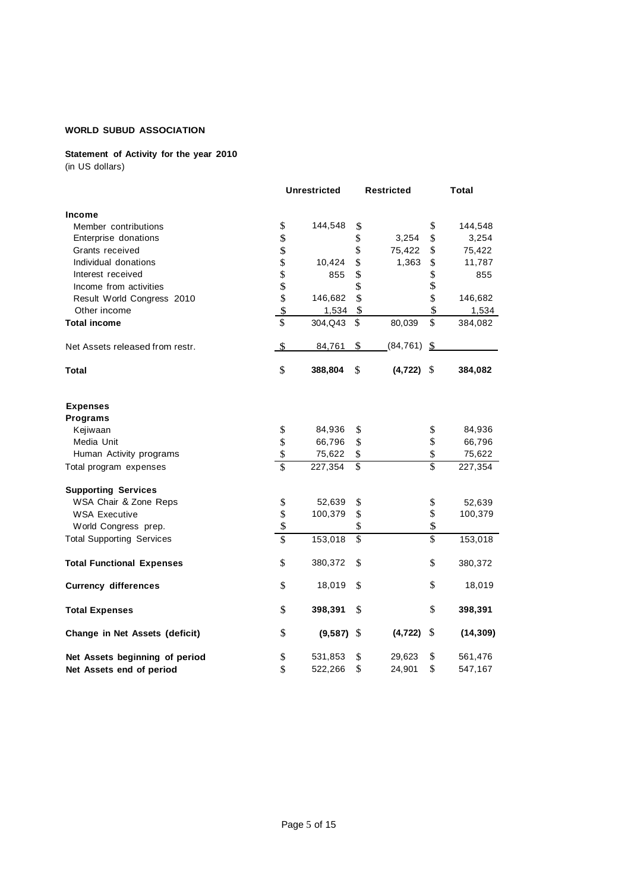**WORLD SUBUD ASSOCIATION**

**Statement of Activity for the year 2010**
(in US dollars)

| | Unrestricted | Restricted | Total |
|---|---|---|---|
| **Income** | | | |
| Member contributions | $ 144,548 | $ | $ 144,548 |
| Enterprise donations | $ | $ 3,254 | $ 3,254 |
| Grants received | $ | $ 75,422 | $ 75,422 |
| Individual donations | $ 10,424 | $ 1,363 | $ 11,787 |
| Interest received | $ 855 | $ | $ 855 |
| Income from activities | $ | $ | $ |
| Result World Congress 2010 | $ 146,682 | $ | $ 146,682 |
| Other income | $ 1,534 | $ | $ 1,534 |
| **Total income** | $ 304,Q43 | $ 80,039 | $ 384,082 |
| Net Assets released from restr. | $ 84,761 | $ (84,761) | $ |
| **Total** | $ **388,804** | $ **(4,722)** | $ **384,082** |
| **Expenses** | | | |
| **Programs** | | | |
| Kejiwaan | $ 84,936 | $ | $ 84,936 |
| Media Unit | $ 66,796 | $ | $ 66,796 |
| Human Activity programs | $ 75,622 | $ | $ 75,622 |
| Total program expenses | $ 227,354 | $ | $ 227,354 |
| **Supporting Services** | | | |
| WSA Chair & Zone Reps | $ 52,639 | $ | $ 52,639 |
| WSA Executive | $ 100,379 | $ | $ 100,379 |
| World Congress prep. | $ | $ | $ |
| Total Supporting Services | $ 153,018 | $ | $ 153,018 |
| **Total Functional Expenses** | $ 380,372 | $ | $ 380,372 |
| **Currency differences** | $ 18,019 | $ | $ 18,019 |
| **Total Expenses** | $ **398,391** | $ | $ **398,391** |
| **Change in Net Assets (deficit)** | $ **(9,587)** | $ **(4,722)** | $ **(14,309)** |
| **Net Assets beginning of period** | $ 531,853 | $ 29,623 | $ 561,476 |
| **Net Assets end of period** | $ 522,266 | $ 24,901 | $ 547,167 |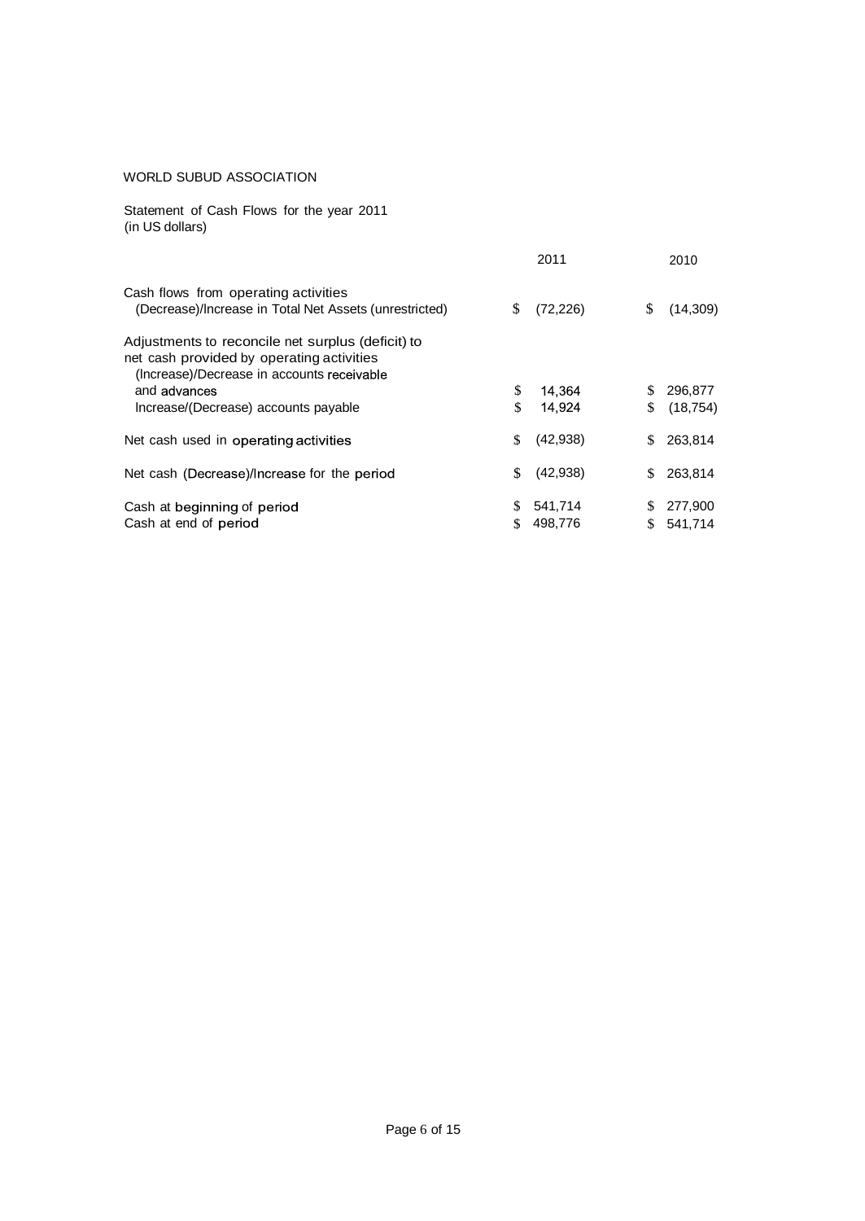WORLD SUBUD ASSOCIATION

Statement of Cash Flows for the year 2011
(in US dollars)

| | 2011 | 2010 |
|---|---|---|
| Cash flows from operating activities | | |
| (Decrease)/Increase in Total Net Assets (unrestricted) | $ (72,226) | $ (14,309) |
| Adjustments to reconcile net surplus (deficit) to net cash provided by operating activities | | |
| (Increase)/Decrease in accounts receivable and advances | $ 14,364 | $ 296,877 |
| Increase/(Decrease) accounts payable | $ 14,924 | $ (18,754) |
| Net cash used in operating activities | $ (42,938) | $ 263,814 |
| Net cash (Decrease)/Increase for the period | $ (42,938) | $ 263,814 |
| Cash at beginning of period | $ 541,714 | $ 277,900 |
| Cash at end of period | $ 498,776 | $ 541,714 |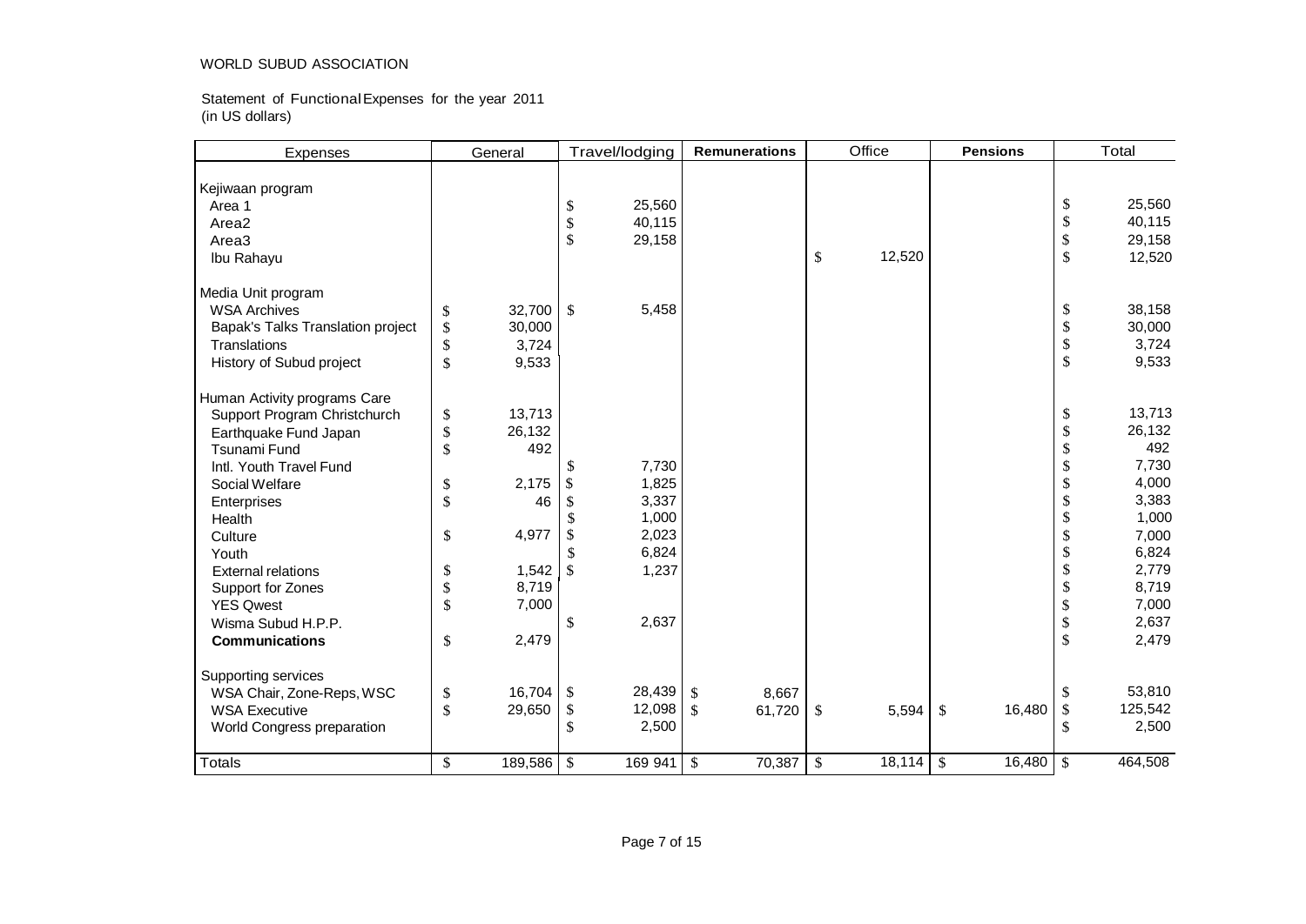WORLD SUBUD ASSOCIATION

Statement of Functional Expenses for the year 2011
(in US dollars)

| Expenses | General | Travel/lodging | **Remunerations** | Office | **Pensions** | Total |
|---|---|---|---|---|---|---|
| Kejiwaan program | | | | | | |
| Area 1 | | $ 25,560 | | | | $ 25,560 |
| Area2 | | $ 40,115 | | | | $ 40,115 |
| Area3 | | $ 29,158 | | | | $ 29,158 |
| Ibu Rahayu | | | | $ 12,520 | | $ 12,520 |
| Media Unit program | | | | | | |
| WSA Archives | $ 32,700 | $ 5,458 | | | | $ 38,158 |
| Bapak's Talks Translation project | $ 30,000 | | | | | $ 30,000 |
| Translations | $ 3,724 | | | | | $ 3,724 |
| History of Subud project | $ 9,533 | | | | | $ 9,533 |
| Human Activity programs Care | | | | | | |
| Support Program Christchurch | $ 13,713 | | | | | $ 13,713 |
| Earthquake Fund Japan | $ 26,132 | | | | | $ 26,132 |
| Tsunami Fund | $ 492 | | | | | $ 492 |
| Intl. Youth Travel Fund | | $ 7,730 | | | | $ 7,730 |
| Social Welfare | $ 2,175 | $ 1,825 | | | | $ 4,000 |
| Enterprises | $ 46 | $ 3,337 | | | | $ 3,383 |
| Health | | $ 1,000 | | | | $ 1,000 |
| Culture | $ 4,977 | $ 2,023 | | | | $ 7,000 |
| Youth | | $ 6,824 | | | | $ 6,824 |
| External relations | $ 1,542 | $ 1,237 | | | | $ 2,779 |
| Support for Zones | $ 8,719 | | | | | $ 8,719 |
| YES Qwest | $ 7,000 | | | | | $ 7,000 |
| Wisma Subud H.P.P. | | $ 2,637 | | | | $ 2,637 |
| **Communications** | $ 2,479 | | | | | $ 2,479 |
| Supporting services | | | | | | |
| WSA Chair, Zone-Reps, WSC | $ 16,704 | $ 28,439 | $ 8,667 | | | $ 53,810 |
| WSA Executive | $ 29,650 | $ 12,098 | $ 61,720 | $ 5,594 | $ 16,480 | $ 125,542 |
| World Congress preparation | | $ 2,500 | | | | $ 2,500 |
| Totals | $ 189,586 | $ 169 941 | $ 70,387 | $ 18,114 | $ 16,480 | $ 464,508 |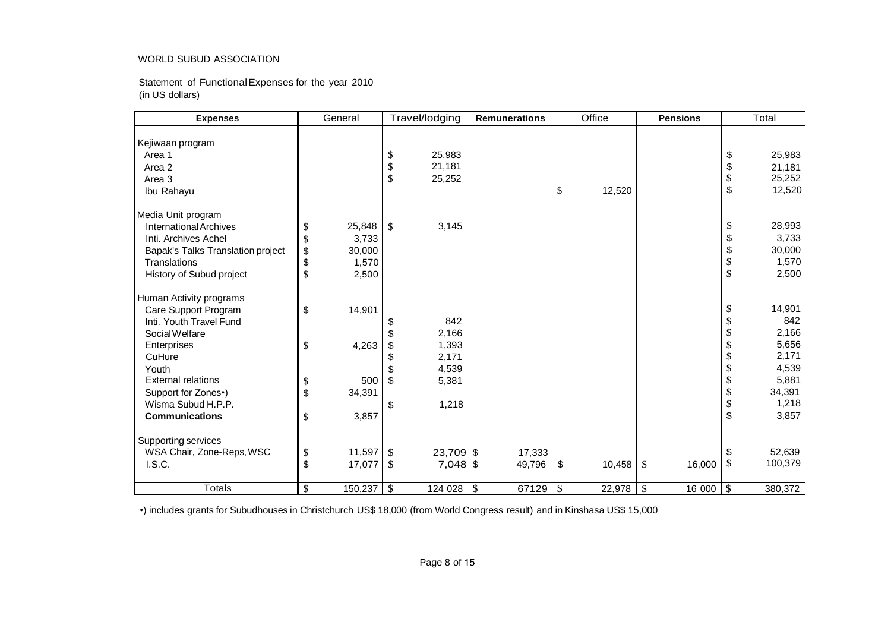WORLD SUBUD ASSOCIATION

Statement of Functional Expenses for the year 2010
(in US dollars)

| **Expenses** | General | Travel/lodging | **Remunerations** | Office | **Pensions** | Total |
|---|---|---|---|---|---|---|
| Kejiwaan program | | | | | | |
| Area 1 | | $ 25,983 | | | | $ 25,983 |
| Area 2 | | $ 21,181 | | | | $ 21,181 |
| Area 3 | | $ 25,252 | | | | $ 25,252 |
| Ibu Rahayu | | | | $ 12,520 | | $ 12,520 |
| Media Unit program | | | | | | |
| International Archives | $ 25,848 | $ 3,145 | | | | $ 28,993 |
| Inti. Archives Achel | $ 3,733 | | | | | $ 3,733 |
| Bapak's Talks Translation project | $ 30,000 | | | | | $ 30,000 |
| Translations | $ 1,570 | | | | | $ 1,570 |
| History of Subud project | $ 2,500 | | | | | $ 2,500 |
| Human Activity programs | | | | | | |
| Care Support Program | $ 14,901 | | | | | $ 14,901 |
| Inti. Youth Travel Fund | | $ 842 | | | | $ 842 |
| Social Welfare | | $ 2,166 | | | | $ 2,166 |
| Enterprises | $ 4,263 | $ 1,393 | | | | $ 5,656 |
| CuHure | | $ 2,171 | | | | $ 2,171 |
| Youth | | $ 4,539 | | | | $ 4,539 |
| External relations | $ 500 | $ 5,381 | | | | $ 5,881 |
| Support for Zones•) | $ 34,391 | | | | | $ 34,391 |
| Wisma Subud H.P.P. | | $ 1,218 | | | | $ 1,218 |
| **Communications** | $ 3,857 | | | | | $ 3,857 |
| Supporting services | | | | | | |
| WSA Chair, Zone-Reps, WSC | $ 11,597 | $ 23,709 | $ 17,333 | | | $ 52,639 |
| I.S.C. | $ 17,077 | $ 7,048 | $ 49,796 | $ 10,458 | $ 16,000 | $ 100,379 |
| Totals | $ 150,237 | $ 124 028 | $ 67129 | $ 22,978 | $ 16 000 | $ 380,372 |

•) includes grants for Subudhouses in Christchurch US$ 18,000 (from World Congress result) and in Kinshasa US$ 15,000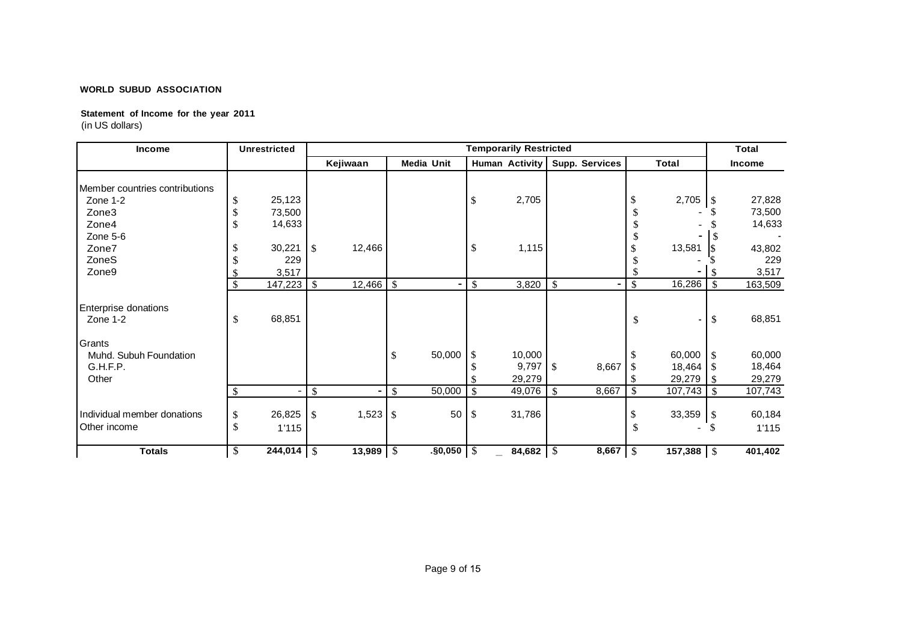**WORLD SUBUD ASSOCIATION**

**Statement of Income for the year 2011**
(in US dollars)

| Income | Unrestricted | Temporarily Restricted | | | | | Total |
|---|---|---|---|---|---|---|---|
| | | Kejiwaan | Media Unit | Human Activity | Supp. Services | Total | Income |
| Member countries contributions | | | | | | | |
| Zone 1-2 | $ 25,123 | | | $ 2,705 | | $ 2,705 | $ 27,828 |
| Zone3 | $ 73,500 | | | | | $ - | $ 73,500 |
| Zone4 | $ 14,633 | | | | | $ - | $ 14,633 |
| Zone 5-6 | | | | | | $ - | $ - |
| Zone7 | $ 30,221 | $ 12,466 | | $ 1,115 | | $ 13,581 | $ 43,802 |
| ZoneS | $ 229 | | | | | $ - | $ 229 |
| Zone9 | $ 3,517 | | | | | $ - | $ 3,517 |
| | $ 147,223 | $ 12,466 | $ - | $ 3,820 | $ - | $ 16,286 | $ 163,509 |
| Enterprise donations | | | | | | | |
| Zone 1-2 | $ 68,851 | | | | | $ - | $ 68,851 |
| Grants | | | | | | | |
| Muhd. Subuh Foundation | | | $ 50,000 | $ 10,000 | | $ 60,000 | $ 60,000 |
| G.H.F.P. | | | | $ 9,797 | $ 8,667 | $ 18,464 | $ 18,464 |
| Other | | | | $ 29,279 | | $ 29,279 | $ 29,279 |
| | $ - | $ - | $ 50,000 | $ 49,076 | $ 8,667 | $ 107,743 | $ 107,743 |
| Individual member donations | $ 26,825 | $ 1,523 | $ 50 | $ 31,786 | | $ 33,359 | $ 60,184 |
| Other income | $ 1'115 | | | | | $ - | $ 1'115 |
| **Totals** | **$ 244,014** | **$ 13,989** | **$ .§0,050** | **$ 84,682** | **$ 8,667** | **$ 157,388** | **$ 401,402** |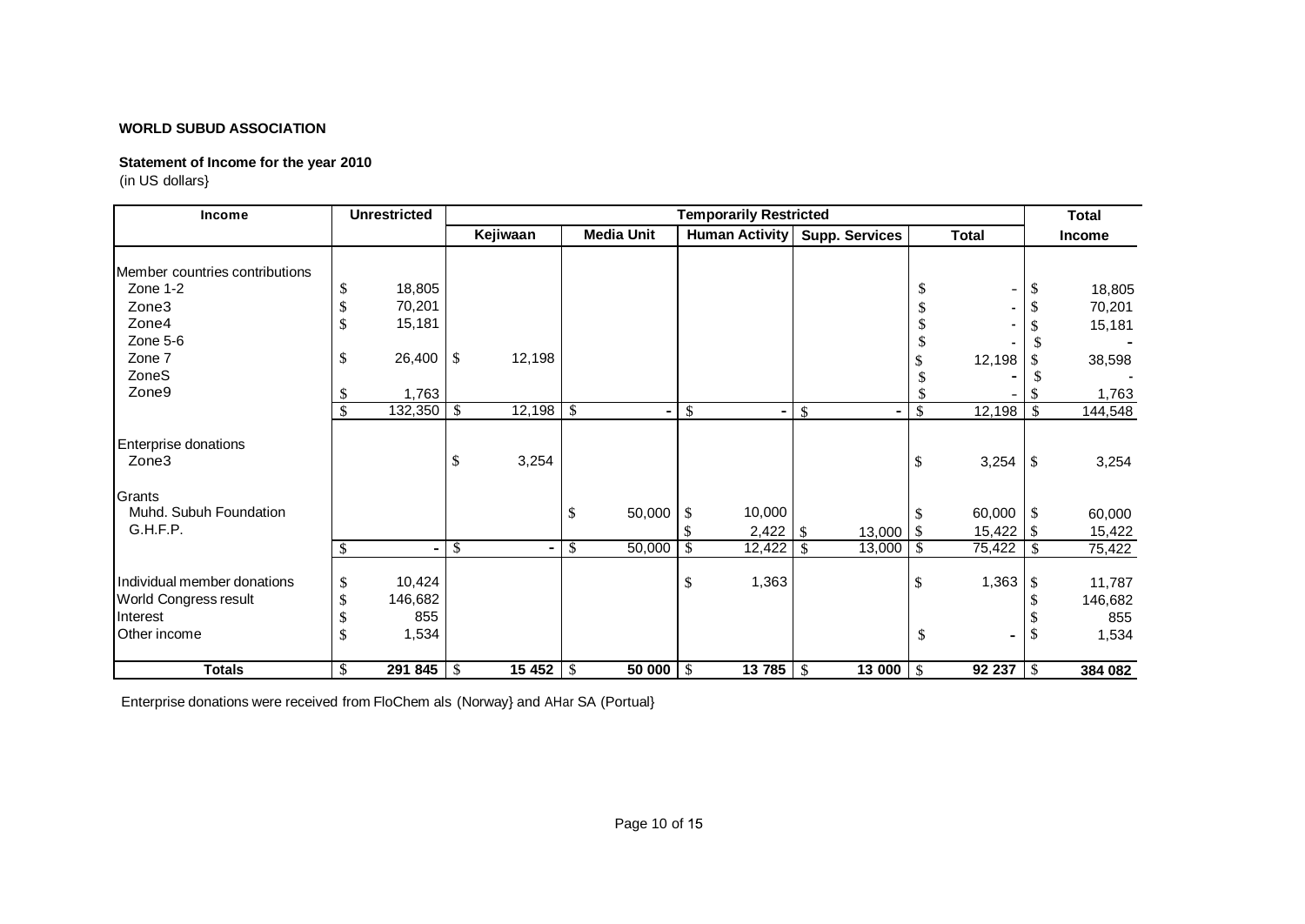**WORLD SUBUD ASSOCIATION**

**Statement of Income for the year 2010**
(in US dollars}

| Income | Unrestricted | Temporarily Restricted | | | | | Total |
|---|---|---|---|---|---|---|---|
| | | Kejiwaan | Media Unit | Human Activity | Supp. Services | Total | Income |
| Member countries contributions | | | | | | | |
| Zone 1-2 | $ 18,805 | | | | | $ - | $ 18,805 |
| Zone3 | $ 70,201 | | | | | $ - | $ 70,201 |
| Zone4 | $ 15,181 | | | | | $ - | $ 15,181 |
| Zone 5-6 | | | | | | $ - | $ - |
| Zone 7 | $ 26,400 | $ 12,198 | | | | $ 12,198 | $ 38,598 |
| ZoneS | | | | | | $ - | $ - |
| Zone9 | $ 1,763 | | | | | $ - | $ 1,763 |
| | $ 132,350 | $ 12,198 | $ - | $ - | $ - | $ 12,198 | $ 144,548 |
| Enterprise donations | | | | | | | |
| Zone3 | | $ 3,254 | | | | $ 3,254 | $ 3,254 |
| Grants | | | | | | | |
| Muhd. Subuh Foundation | | | $ 50,000 | $ 10,000 | | $ 60,000 | $ 60,000 |
| G.H.F.P. | | | | $ 2,422 | $ 13,000 | $ 15,422 | $ 15,422 |
| | $ - | $ - | $ 50,000 | $ 12,422 | $ 13,000 | $ 75,422 | $ 75,422 |
| Individual member donations | $ 10,424 | | | $ 1,363 | | $ 1,363 | $ 11,787 |
| World Congress result | $ 146,682 | | | | | | $ 146,682 |
| Interest | $ 855 | | | | | | $ 855 |
| Other income | $ 1,534 | | | | | $ - | $ 1,534 |
| **Totals** | **$ 291 845** | **$ 15 452** | **$ 50 000** | **$ 13 785** | **$ 13 000** | **$ 92 237** | **$ 384 082** |

Enterprise donations were received from FloChem als (Norway} and AHar SA (Portual}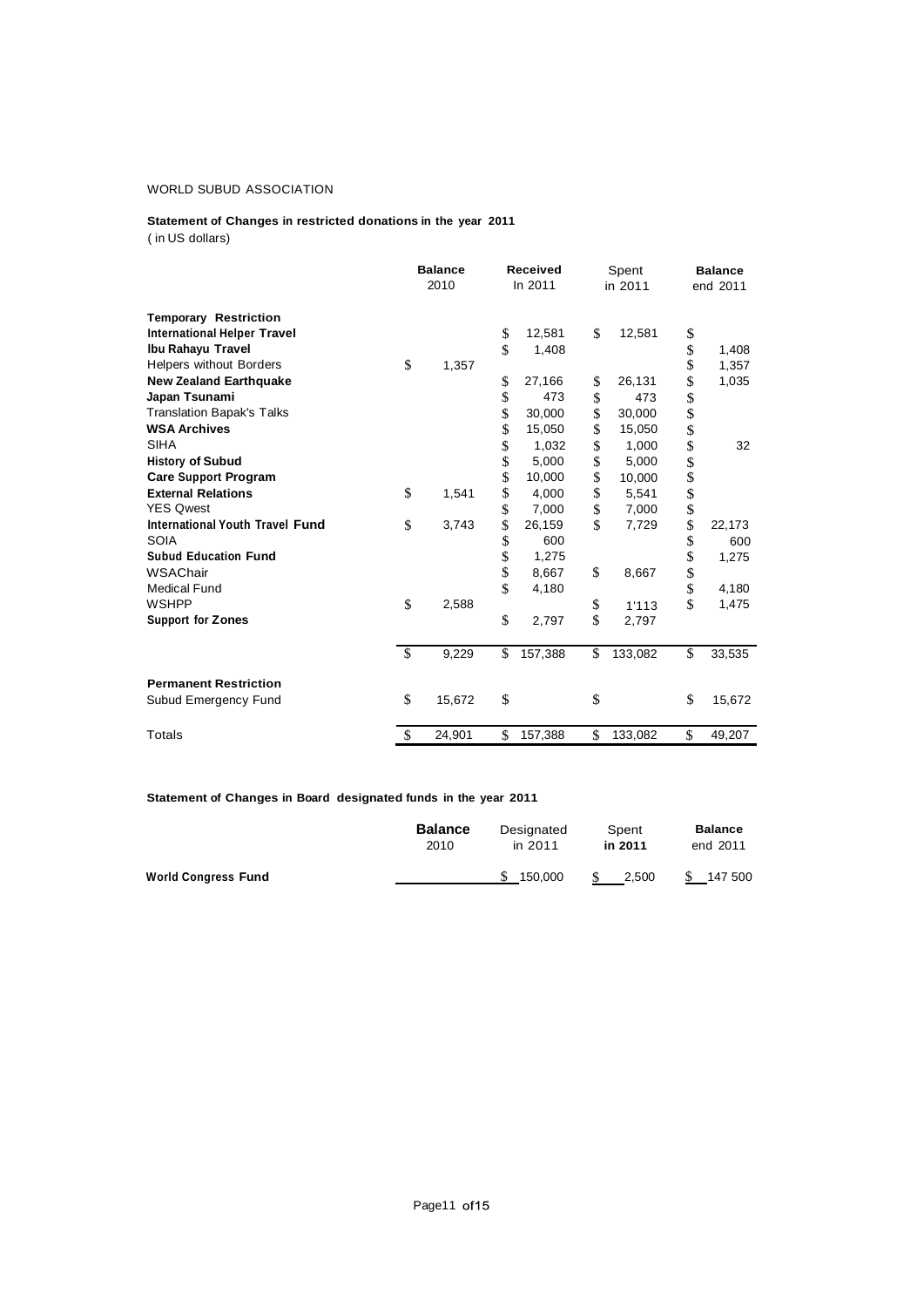WORLD SUBUD ASSOCIATION

**Statement of Changes in restricted donations in the year 2011**
( in US dollars)

| | **Balance** 2010 | **Received** In 2011 | Spent in 2011 | **Balance** end 2011 |
|---|---|---|---|---|
| **Temporary Restriction** | | | | |
| **International Helper Travel** | | $ 12,581 | $ 12,581 | $ |
| **Ibu Rahayu Travel** | | $ 1,408 | | $ 1,408 |
| Helpers without Borders | $ 1,357 | | | $ 1,357 |
| **New Zealand Earthquake** | | $ 27,166 | $ 26,131 | $ 1,035 |
| **Japan Tsunami** | | $ 473 | $ 473 | $ |
| Translation Bapak's Talks | | $ 30,000 | $ 30,000 | $ |
| **WSA Archives** | | $ 15,050 | $ 15,050 | $ |
| SIHA | | $ 1,032 | $ 1,000 | $ 32 |
| **History of Subud** | | $ 5,000 | $ 5,000 | $ |
| **Care Support Program** | | $ 10,000 | $ 10,000 | $ |
| **External Relations** | $ 1,541 | $ 4,000 | $ 5,541 | $ |
| YES Qwest | | $ 7,000 | $ 7,000 | $ |
| **International Youth Travel Fund** | $ 3,743 | $ 26,159 | $ 7,729 | $ 22,173 |
| SOIA | | $ 600 | | $ 600 |
| **Subud Education Fund** | | $ 1,275 | | $ 1,275 |
| WSAChair | | $ 8,667 | $ 8,667 | $ |
| Medical Fund | | $ 4,180 | | $ 4,180 |
| WSHPP | $ 2,588 | | $ 1'113 | $ 1,475 |
| **Support for Zones** | | $ 2,797 | $ 2,797 | |
| | $ 9,229 | $ 157,388 | $ 133,082 | $ 33,535 |
| **Permanent Restriction** | | | | |
| Subud Emergency Fund | $ 15,672 | $ | $ | $ 15,672 |
| Totals | $ 24,901 | $ 157,388 | $ 133,082 | $ 49,207 |

**Statement of Changes in Board designated funds in the year 2011**

| | **Balance** 2010 | Designated in 2011 | Spent **in 2011** | **Balance** end 2011 |
|---|---|---|---|---|
| **World Congress Fund** | | $ 150,000 | $ 2,500 | $ 147 500 |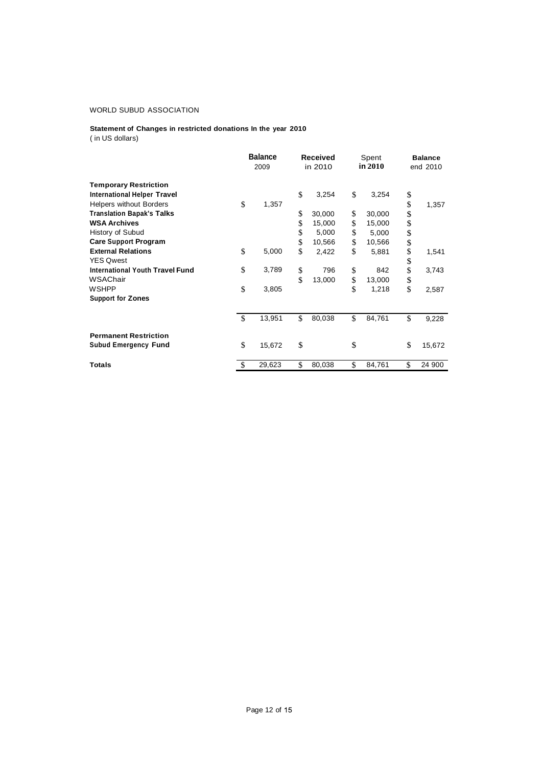WORLD SUBUD ASSOCIATION

**Statement of Changes in restricted donations In the year 2010**
( in US dollars)

| | **Balance** 2009 | **Received** in 2010 | Spent **in 2010** | **Balance** end 2010 |
|---|---|---|---|---|
| **Temporary Restriction** | | | | |
| **International Helper Travel** | | $ 3,254 | $ 3,254 | $ |
| Helpers without Borders | $ 1,357 | | | $ 1,357 |
| **Translation Bapak's Talks** | | $ 30,000 | $ 30,000 | $ |
| **WSA Archives** | | $ 15,000 | $ 15,000 | $ |
| History of Subud | | $ 5,000 | $ 5,000 | $ |
| **Care Support Program** | | $ 10,566 | $ 10,566 | $ |
| **External Relations** | $ 5,000 | $ 2,422 | $ 5,881 | $ 1,541 |
| YES Qwest | | | | $ |
| **International Youth Travel Fund** | $ 3,789 | $ 796 | $ 842 | $ 3,743 |
| WSAChair | | $ 13,000 | $ 13,000 | $ |
| WSHPP | $ 3,805 | | $ 1,218 | $ 2,587 |
| **Support for Zones** | | | | |
| | $ 13,951 | $ 80,038 | $ 84,761 | $ 9,228 |
| **Permanent Restriction** | | | | |
| **Subud Emergency Fund** | $ 15,672 | $ | $ | $ 15,672 |
| **Totals** | $ 29,623 | $ 80,038 | $ 84,761 | $ 24 900 |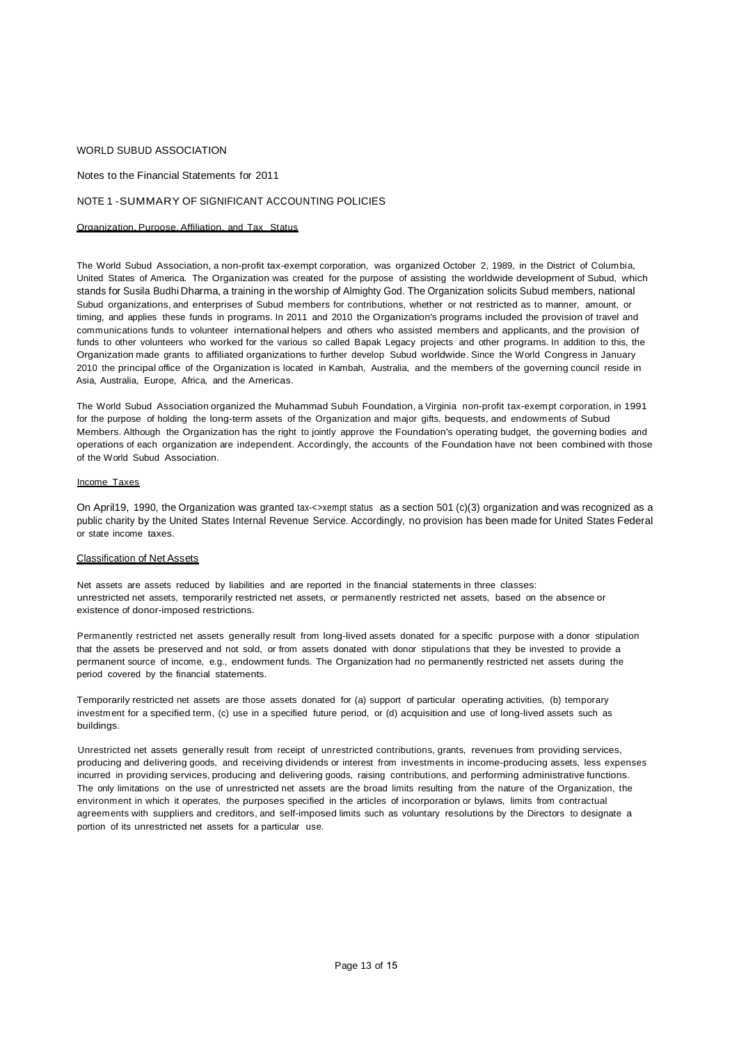WORLD SUBUD ASSOCIATION

Notes to the Financial Statements for 2011

NOTE 1 -SUMMARY OF SIGNIFICANT ACCOUNTING POLICIES

Organization, Puroose, Affiliation, and Tax Status

The World Subud Association, a non-profit tax-exempt corporation, was organized October 2, 1989, in the District of Columbia, United States of America. The Organization was created for the purpose of assisting the worldwide development of Subud, which stands for Susila Budhi Dharma, a training in the worship of Almighty God. The Organization solicits Subud members, national Subud organizations, and enterprises of Subud members for contributions, whether or not restricted as to manner, amount, or timing, and applies these funds in programs. In 2011 and 2010 the Organization's programs included the provision of travel and communications funds to volunteer international helpers and others who assisted members and applicants, and the provision of funds to other volunteers who worked for the various so called Bapak Legacy projects and other programs. In addition to this, the Organization made grants to affiliated organizations to further develop Subud worldwide. Since the World Congress in January 2010 the principal office of the Organization is located in Kambah, Australia, and the members of the governing council reside in Asia, Australia, Europe, Africa, and the Americas.

The World Subud Association organized the Muhammad Subuh Foundation, a Virginia non-profit tax-exempt corporation, in 1991 for the purpose of holding the long-term assets of the Organization and major gifts, bequests, and endowments of Subud Members. Although the Organization has the right to jointly approve the Foundation's operating budget, the governing bodies and operations of each organization are independent. Accordingly, the accounts of the Foundation have not been combined with those of the World Subud Association.

Income Taxes

On April19, 1990, the Organization was granted tax-<>xempt status as a section 501 (c)(3) organization and was recognized as a public charity by the United States Internal Revenue Service. Accordingly, no provision has been made for United States Federal or state income taxes.

Classification of Net Assets

Net assets are assets reduced by liabilities and are reported in the financial statements in three classes: unrestricted net assets, temporarily restricted net assets, or permanently restricted net assets, based on the absence or existence of donor-imposed restrictions.

Permanently restricted net assets generally result from long-lived assets donated for a specific purpose with a donor stipulation that the assets be preserved and not sold, or from assets donated with donor stipulations that they be invested to provide a permanent source of income, e.g., endowment funds. The Organization had no permanently restricted net assets during the period covered by the financial statements.

Temporarily restricted net assets are those assets donated for (a) support of particular operating activities, (b) temporary investment for a specified term, (c) use in a specified future period, or (d) acquisition and use of long-lived assets such as buildings.

Unrestricted net assets generally result from receipt of unrestricted contributions, grants, revenues from providing services, producing and delivering goods, and receiving dividends or interest from investments in income-producing assets, less expenses incurred in providing services, producing and delivering goods, raising contributions, and performing administrative functions. The only limitations on the use of unrestricted net assets are the broad limits resulting from the nature of the Organization, the environment in which it operates, the purposes specified in the articles of incorporation or bylaws, limits from contractual agreements with suppliers and creditors, and self-imposed limits such as voluntary resolutions by the Directors to designate a portion of its unrestricted net assets for a particular use.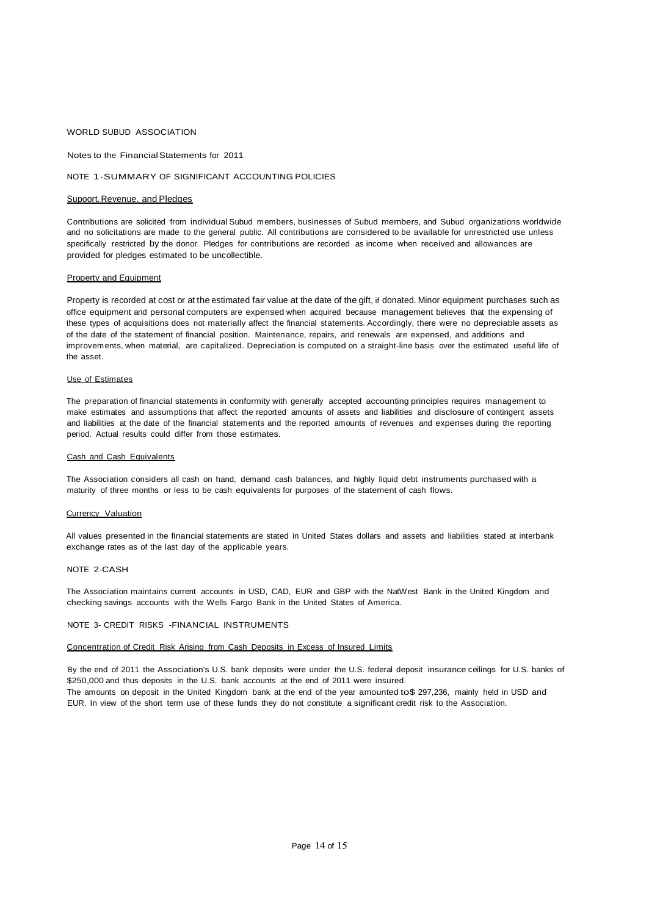WORLD SUBUD ASSOCIATION

Notes to the Financial Statements for 2011

## NOTE 1 -SUMMARY OF SIGNIFICANT ACCOUNTING POLICIES

### Supoort. Revenue. and Pledges

Contributions are solicited from individual Subud members, businesses of Subud members, and Subud organizations worldwide and no solicitations are made to the general public. All contributions are considered to be available for unrestricted use unless specifically restricted by the donor. Pledges for contributions are recorded as income when received and allowances are provided for pledges estimated to be uncollectible.

### Property and Equipment

Property is recorded at cost or at the estimated fair value at the date of the gift, if donated. Minor equipment purchases such as office equipment and personal computers are expensed when acquired because management believes that the expensing of these types of acquisitions does not materially affect the financial statements. Accordingly, there were no depreciable assets as of the date of the statement of financial position. Maintenance, repairs, and renewals are expensed, and additions and improvements, when material, are capitalized. Depreciation is computed on a straight-line basis over the estimated useful life of the asset.

### Use of Estimates

The preparation of financial statements in conformity with generally accepted accounting principles requires management to make estimates and assumptions that affect the reported amounts of assets and liabilities and disclosure of contingent assets and liabilities at the date of the financial statements and the reported amounts of revenues and expenses during the reporting period. Actual results could differ from those estimates.

### Cash and Cash Equivalents

The Association considers all cash on hand, demand cash balances, and highly liquid debt instruments purchased with a maturity of three months or less to be cash equivalents for purposes of the statement of cash flows.

### Currency Valuation

All values presented in the financial statements are stated in United States dollars and assets and liabilities stated at interbank exchange rates as of the last day of the applicable years.

## NOTE 2-CASH

The Association maintains current accounts in USD, CAD, EUR and GBP with the NatWest Bank in the United Kingdom and checking savings accounts with the Wells Fargo Bank in the United States of America.

## NOTE 3- CREDIT RISKS -FINANCIAL INSTRUMENTS

### Concentration of Credit Risk Arising from Cash Deposits in Excess of Insured Limits

By the end of 2011 the Association's U.S. bank deposits were under the U.S. federal deposit insurance ceilings for U.S. banks of $250,000 and thus deposits in the U.S. bank accounts at the end of 2011 were insured.
The amounts on deposit in the United Kingdom bank at the end of the year amounted to$ 297,236, mainly held in USD and EUR. In view of the short term use of these funds they do not constitute a significant credit risk to the Association.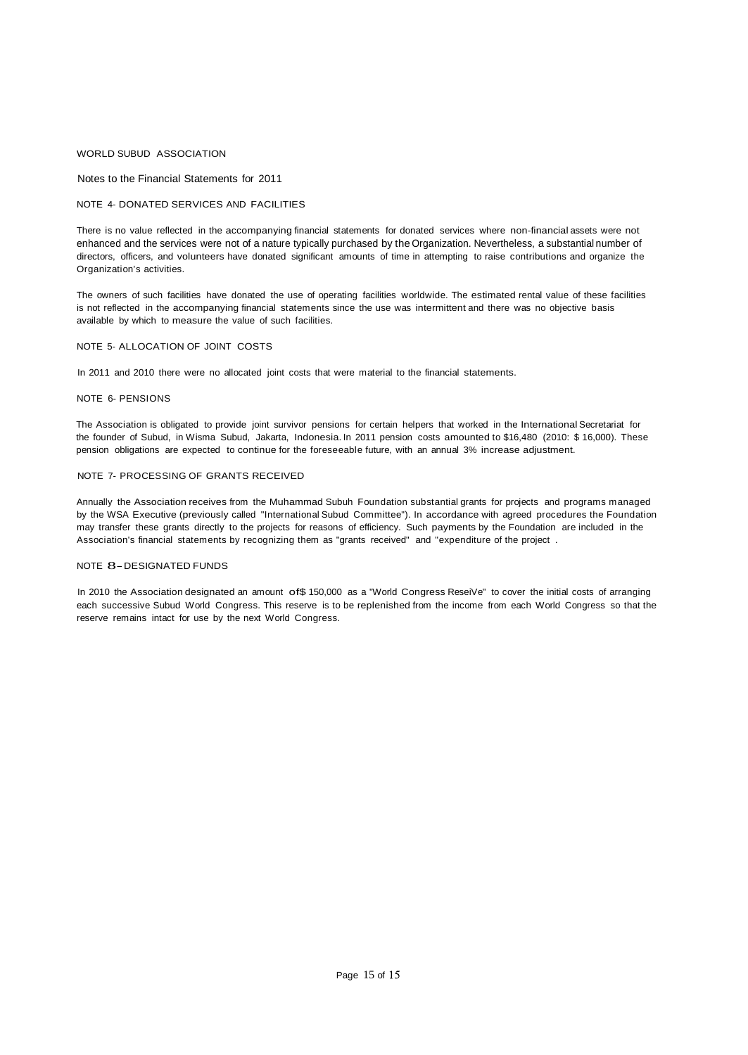WORLD SUBUD ASSOCIATION

Notes to the Financial Statements for 2011

## NOTE 4- DONATED SERVICES AND FACILITIES

There is no value reflected in the accompanying financial statements for donated services where non-financial assets were not enhanced and the services were not of a nature typically purchased by the Organization. Nevertheless, a substantial number of directors, officers, and volunteers have donated significant amounts of time in attempting to raise contributions and organize the Organization's activities.

The owners of such facilities have donated the use of operating facilities worldwide. The estimated rental value of these facilities is not reflected in the accompanying financial statements since the use was intermittent and there was no objective basis available by which to measure the value of such facilities.

## NOTE 5- ALLOCATION OF JOINT COSTS

In 2011 and 2010 there were no allocated joint costs that were material to the financial statements.

## NOTE 6- PENSIONS

The Association is obligated to provide joint survivor pensions for certain helpers that worked in the International Secretariat for the founder of Subud, in Wisma Subud, Jakarta, Indonesia. In 2011 pension costs amounted to $16,480 (2010: $ 16,000). These pension obligations are expected to continue for the foreseeable future, with an annual 3% increase adjustment.

## NOTE 7- PROCESSING OF GRANTS RECEIVED

Annually the Association receives from the Muhammad Subuh Foundation substantial grants for projects and programs managed by the WSA Executive (previously called "International Subud Committee"). In accordance with agreed procedures the Foundation may transfer these grants directly to the projects for reasons of efficiency. Such payments by the Foundation are included in the Association's financial statements by recognizing them as "grants received" and "expenditure of the project .

## NOTE 8 - DESIGNATED FUNDS

In 2010 the Association designated an amount of$ 150,000 as a "World Congress ReseiVe" to cover the initial costs of arranging each successive Subud World Congress. This reserve is to be replenished from the income from each World Congress so that the reserve remains intact for use by the next World Congress.